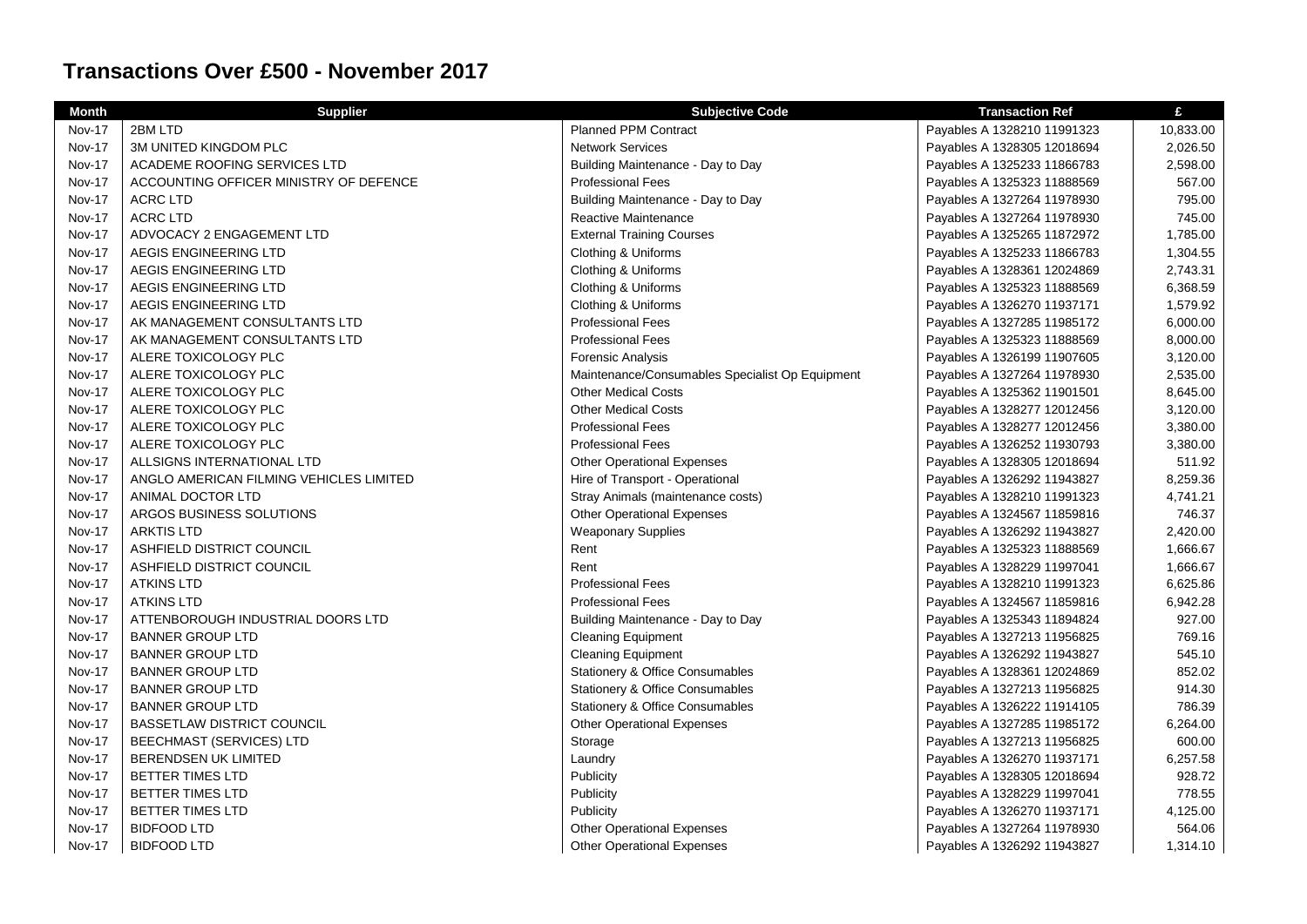# Transactions Over £500 - November 2017

| Month | Supplier | Subjective Code | Transaction Ref | £ |
|---|---|---|---|---|
| Nov-17 | 2BM LTD | Planned PPM Contract | Payables A 1328210 11991323 | 10,833.00 |
| Nov-17 | 3M UNITED KINGDOM PLC | Network Services | Payables A 1328305 12018694 | 2,026.50 |
| Nov-17 | ACADEME ROOFING SERVICES LTD | Building Maintenance - Day to Day | Payables A 1325233 11866783 | 2,598.00 |
| Nov-17 | ACCOUNTING OFFICER MINISTRY OF DEFENCE | Professional Fees | Payables A 1325323 11888569 | 567.00 |
| Nov-17 | ACRC LTD | Building Maintenance - Day to Day | Payables A 1327264 11978930 | 795.00 |
| Nov-17 | ACRC LTD | Reactive Maintenance | Payables A 1327264 11978930 | 745.00 |
| Nov-17 | ADVOCACY 2 ENGAGEMENT LTD | External Training Courses | Payables A 1325265 11872972 | 1,785.00 |
| Nov-17 | AEGIS ENGINEERING LTD | Clothing & Uniforms | Payables A 1325233 11866783 | 1,304.55 |
| Nov-17 | AEGIS ENGINEERING LTD | Clothing & Uniforms | Payables A 1328361 12024869 | 2,743.31 |
| Nov-17 | AEGIS ENGINEERING LTD | Clothing & Uniforms | Payables A 1325323 11888569 | 6,368.59 |
| Nov-17 | AEGIS ENGINEERING LTD | Clothing & Uniforms | Payables A 1326270 11937171 | 1,579.92 |
| Nov-17 | AK MANAGEMENT CONSULTANTS LTD | Professional Fees | Payables A 1327285 11985172 | 6,000.00 |
| Nov-17 | AK MANAGEMENT CONSULTANTS LTD | Professional Fees | Payables A 1325323 11888569 | 8,000.00 |
| Nov-17 | ALERE TOXICOLOGY PLC | Forensic Analysis | Payables A 1326199 11907605 | 3,120.00 |
| Nov-17 | ALERE TOXICOLOGY PLC | Maintenance/Consumables Specialist Op Equipment | Payables A 1327264 11978930 | 2,535.00 |
| Nov-17 | ALERE TOXICOLOGY PLC | Other Medical Costs | Payables A 1325362 11901501 | 8,645.00 |
| Nov-17 | ALERE TOXICOLOGY PLC | Other Medical Costs | Payables A 1328277 12012456 | 3,120.00 |
| Nov-17 | ALERE TOXICOLOGY PLC | Professional Fees | Payables A 1328277 12012456 | 3,380.00 |
| Nov-17 | ALERE TOXICOLOGY PLC | Professional Fees | Payables A 1326252 11930793 | 3,380.00 |
| Nov-17 | ALLSIGNS INTERNATIONAL LTD | Other Operational Expenses | Payables A 1328305 12018694 | 511.92 |
| Nov-17 | ANGLO AMERICAN FILMING VEHICLES LIMITED | Hire of Transport - Operational | Payables A 1326292 11943827 | 8,259.36 |
| Nov-17 | ANIMAL DOCTOR LTD | Stray Animals (maintenance costs) | Payables A 1328210 11991323 | 4,741.21 |
| Nov-17 | ARGOS BUSINESS SOLUTIONS | Other Operational Expenses | Payables A 1324567 11859816 | 746.37 |
| Nov-17 | ARKTIS LTD | Weaponary Supplies | Payables A 1326292 11943827 | 2,420.00 |
| Nov-17 | ASHFIELD DISTRICT COUNCIL | Rent | Payables A 1325323 11888569 | 1,666.67 |
| Nov-17 | ASHFIELD DISTRICT COUNCIL | Rent | Payables A 1328229 11997041 | 1,666.67 |
| Nov-17 | ATKINS LTD | Professional Fees | Payables A 1328210 11991323 | 6,625.86 |
| Nov-17 | ATKINS LTD | Professional Fees | Payables A 1324567 11859816 | 6,942.28 |
| Nov-17 | ATTENBOROUGH INDUSTRIAL DOORS LTD | Building Maintenance - Day to Day | Payables A 1325343 11894824 | 927.00 |
| Nov-17 | BANNER GROUP LTD | Cleaning Equipment | Payables A 1327213 11956825 | 769.16 |
| Nov-17 | BANNER GROUP LTD | Cleaning Equipment | Payables A 1326292 11943827 | 545.10 |
| Nov-17 | BANNER GROUP LTD | Stationery & Office Consumables | Payables A 1328361 12024869 | 852.02 |
| Nov-17 | BANNER GROUP LTD | Stationery & Office Consumables | Payables A 1327213 11956825 | 914.30 |
| Nov-17 | BANNER GROUP LTD | Stationery & Office Consumables | Payables A 1326222 11914105 | 786.39 |
| Nov-17 | BASSETLAW DISTRICT COUNCIL | Other Operational Expenses | Payables A 1327285 11985172 | 6,264.00 |
| Nov-17 | BEECHMAST (SERVICES) LTD | Storage | Payables A 1327213 11956825 | 600.00 |
| Nov-17 | BERENDSEN UK LIMITED | Laundry | Payables A 1326270 11937171 | 6,257.58 |
| Nov-17 | BETTER TIMES LTD | Publicity | Payables A 1328305 12018694 | 928.72 |
| Nov-17 | BETTER TIMES LTD | Publicity | Payables A 1328229 11997041 | 778.55 |
| Nov-17 | BETTER TIMES LTD | Publicity | Payables A 1326270 11937171 | 4,125.00 |
| Nov-17 | BIDFOOD LTD | Other Operational Expenses | Payables A 1327264 11978930 | 564.06 |
| Nov-17 | BIDFOOD LTD | Other Operational Expenses | Payables A 1326292 11943827 | 1,314.10 |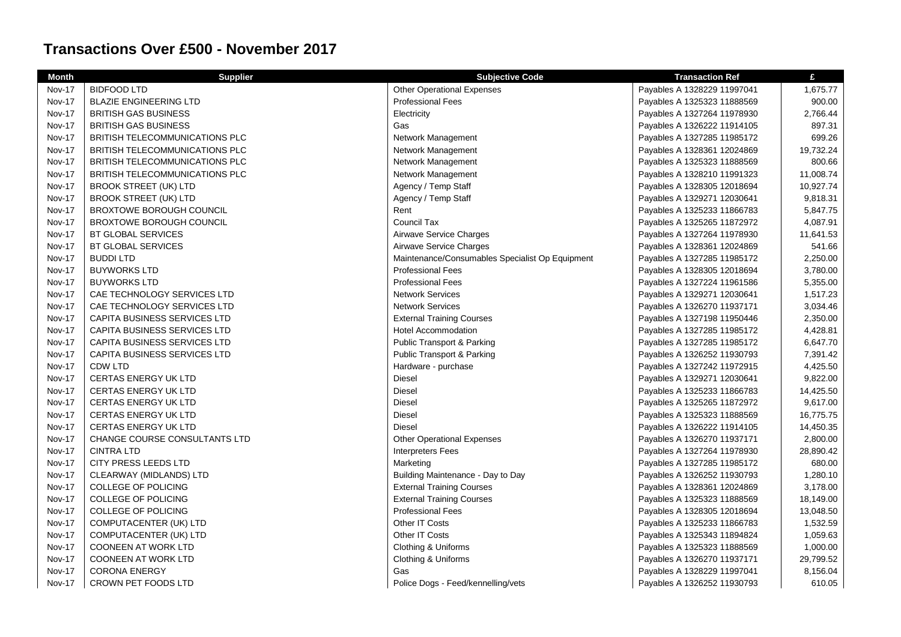## Transactions Over £500 - November 2017

| Month | Supplier | Subjective Code | Transaction Ref | £ |
|---|---|---|---|---|
| Nov-17 | BIDFOOD LTD | Other Operational Expenses | Payables A 1328229 11997041 | 1,675.77 |
| Nov-17 | BLAZIE ENGINEERING LTD | Professional Fees | Payables A 1325323 11888569 | 900.00 |
| Nov-17 | BRITISH GAS BUSINESS | Electricity | Payables A 1327264 11978930 | 2,766.44 |
| Nov-17 | BRITISH GAS BUSINESS | Gas | Payables A 1326222 11914105 | 897.31 |
| Nov-17 | BRITISH TELECOMMUNICATIONS PLC | Network Management | Payables A 1327285 11985172 | 699.26 |
| Nov-17 | BRITISH TELECOMMUNICATIONS PLC | Network Management | Payables A 1328361 12024869 | 19,732.24 |
| Nov-17 | BRITISH TELECOMMUNICATIONS PLC | Network Management | Payables A 1325323 11888569 | 800.66 |
| Nov-17 | BRITISH TELECOMMUNICATIONS PLC | Network Management | Payables A 1328210 11991323 | 11,008.74 |
| Nov-17 | BROOK STREET (UK) LTD | Agency / Temp Staff | Payables A 1328305 12018694 | 10,927.74 |
| Nov-17 | BROOK STREET (UK) LTD | Agency / Temp Staff | Payables A 1329271 12030641 | 9,818.31 |
| Nov-17 | BROXTOWE BOROUGH COUNCIL | Rent | Payables A 1325233 11866783 | 5,847.75 |
| Nov-17 | BROXTOWE BOROUGH COUNCIL | Council Tax | Payables A 1325265 11872972 | 4,087.91 |
| Nov-17 | BT GLOBAL SERVICES | Airwave Service Charges | Payables A 1327264 11978930 | 11,641.53 |
| Nov-17 | BT GLOBAL SERVICES | Airwave Service Charges | Payables A 1328361 12024869 | 541.66 |
| Nov-17 | BUDDI LTD | Maintenance/Consumables Specialist Op Equipment | Payables A 1327285 11985172 | 2,250.00 |
| Nov-17 | BUYWORKS LTD | Professional Fees | Payables A 1328305 12018694 | 3,780.00 |
| Nov-17 | BUYWORKS LTD | Professional Fees | Payables A 1327224 11961586 | 5,355.00 |
| Nov-17 | CAE TECHNOLOGY SERVICES LTD | Network Services | Payables A 1329271 12030641 | 1,517.23 |
| Nov-17 | CAE TECHNOLOGY SERVICES LTD | Network Services | Payables A 1326270 11937171 | 3,034.46 |
| Nov-17 | CAPITA BUSINESS SERVICES LTD | External Training Courses | Payables A 1327198 11950446 | 2,350.00 |
| Nov-17 | CAPITA BUSINESS SERVICES LTD | Hotel Accommodation | Payables A 1327285 11985172 | 4,428.81 |
| Nov-17 | CAPITA BUSINESS SERVICES LTD | Public Transport & Parking | Payables A 1327285 11985172 | 6,647.70 |
| Nov-17 | CAPITA BUSINESS SERVICES LTD | Public Transport & Parking | Payables A 1326252 11930793 | 7,391.42 |
| Nov-17 | CDW LTD | Hardware - purchase | Payables A 1327242 11972915 | 4,425.50 |
| Nov-17 | CERTAS ENERGY UK LTD | Diesel | Payables A 1329271 12030641 | 9,822.00 |
| Nov-17 | CERTAS ENERGY UK LTD | Diesel | Payables A 1325233 11866783 | 14,425.50 |
| Nov-17 | CERTAS ENERGY UK LTD | Diesel | Payables A 1325265 11872972 | 9,617.00 |
| Nov-17 | CERTAS ENERGY UK LTD | Diesel | Payables A 1325323 11888569 | 16,775.75 |
| Nov-17 | CERTAS ENERGY UK LTD | Diesel | Payables A 1326222 11914105 | 14,450.35 |
| Nov-17 | CHANGE COURSE CONSULTANTS LTD | Other Operational Expenses | Payables A 1326270 11937171 | 2,800.00 |
| Nov-17 | CINTRA LTD | Interpreters Fees | Payables A 1327264 11978930 | 28,890.42 |
| Nov-17 | CITY PRESS LEEDS LTD | Marketing | Payables A 1327285 11985172 | 680.00 |
| Nov-17 | CLEARWAY (MIDLANDS) LTD | Building Maintenance - Day to Day | Payables A 1326252 11930793 | 1,280.10 |
| Nov-17 | COLLEGE OF POLICING | External Training Courses | Payables A 1328361 12024869 | 3,178.00 |
| Nov-17 | COLLEGE OF POLICING | External Training Courses | Payables A 1325323 11888569 | 18,149.00 |
| Nov-17 | COLLEGE OF POLICING | Professional Fees | Payables A 1328305 12018694 | 13,048.50 |
| Nov-17 | COMPUTACENTER (UK) LTD | Other IT Costs | Payables A 1325233 11866783 | 1,532.59 |
| Nov-17 | COMPUTACENTER (UK) LTD | Other IT Costs | Payables A 1325343 11894824 | 1,059.63 |
| Nov-17 | COONEEN AT WORK LTD | Clothing & Uniforms | Payables A 1325323 11888569 | 1,000.00 |
| Nov-17 | COONEEN AT WORK LTD | Clothing & Uniforms | Payables A 1326270 11937171 | 29,799.52 |
| Nov-17 | CORONA ENERGY | Gas | Payables A 1328229 11997041 | 8,156.04 |
| Nov-17 | CROWN PET FOODS LTD | Police Dogs - Feed/kennelling/vets | Payables A 1326252 11930793 | 610.05 |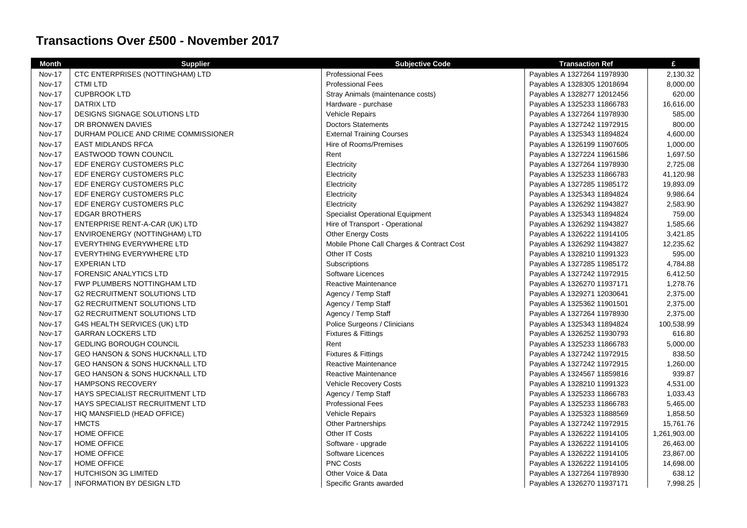# Transactions Over £500 - November 2017

| Month | Supplier | Subjective Code | Transaction Ref | £ |
|---|---|---|---|---|
| Nov-17 | CTC ENTERPRISES (NOTTINGHAM) LTD | Professional Fees | Payables A 1327264 11978930 | 2,130.32 |
| Nov-17 | CTMI LTD | Professional Fees | Payables A 1328305 12018694 | 8,000.00 |
| Nov-17 | CUPBROOK LTD | Stray Animals (maintenance costs) | Payables A 1328277 12012456 | 620.00 |
| Nov-17 | DATRIX LTD | Hardware - purchase | Payables A 1325233 11866783 | 16,616.00 |
| Nov-17 | DESIGNS SIGNAGE SOLUTIONS LTD | Vehicle Repairs | Payables A 1327264 11978930 | 585.00 |
| Nov-17 | DR BRONWEN DAVIES | Doctors Statements | Payables A 1327242 11972915 | 800.00 |
| Nov-17 | DURHAM POLICE AND CRIME COMMISSIONER | External Training Courses | Payables A 1325343 11894824 | 4,600.00 |
| Nov-17 | EAST MIDLANDS RFCA | Hire of Rooms/Premises | Payables A 1326199 11907605 | 1,000.00 |
| Nov-17 | EASTWOOD TOWN COUNCIL | Rent | Payables A 1327224 11961586 | 1,697.50 |
| Nov-17 | EDF ENERGY CUSTOMERS PLC | Electricity | Payables A 1327264 11978930 | 2,725.08 |
| Nov-17 | EDF ENERGY CUSTOMERS PLC | Electricity | Payables A 1325233 11866783 | 41,120.98 |
| Nov-17 | EDF ENERGY CUSTOMERS PLC | Electricity | Payables A 1327285 11985172 | 19,893.09 |
| Nov-17 | EDF ENERGY CUSTOMERS PLC | Electricity | Payables A 1325343 11894824 | 9,986.64 |
| Nov-17 | EDF ENERGY CUSTOMERS PLC | Electricity | Payables A 1326292 11943827 | 2,583.90 |
| Nov-17 | EDGAR BROTHERS | Specialist Operational Equipment | Payables A 1325343 11894824 | 759.00 |
| Nov-17 | ENTERPRISE RENT-A-CAR (UK) LTD | Hire of Transport - Operational | Payables A 1326292 11943827 | 1,585.66 |
| Nov-17 | ENVIROENERGY (NOTTINGHAM) LTD | Other Energy Costs | Payables A 1326222 11914105 | 3,421.85 |
| Nov-17 | EVERYTHING EVERYWHERE LTD | Mobile Phone Call Charges & Contract Cost | Payables A 1326292 11943827 | 12,235.62 |
| Nov-17 | EVERYTHING EVERYWHERE LTD | Other IT Costs | Payables A 1328210 11991323 | 595.00 |
| Nov-17 | EXPERIAN LTD | Subscriptions | Payables A 1327285 11985172 | 4,784.88 |
| Nov-17 | FORENSIC ANALYTICS LTD | Software Licences | Payables A 1327242 11972915 | 6,412.50 |
| Nov-17 | FWP PLUMBERS NOTTINGHAM LTD | Reactive Maintenance | Payables A 1326270 11937171 | 1,278.76 |
| Nov-17 | G2 RECRUITMENT SOLUTIONS LTD | Agency / Temp Staff | Payables A 1329271 12030641 | 2,375.00 |
| Nov-17 | G2 RECRUITMENT SOLUTIONS LTD | Agency / Temp Staff | Payables A 1325362 11901501 | 2,375.00 |
| Nov-17 | G2 RECRUITMENT SOLUTIONS LTD | Agency / Temp Staff | Payables A 1327264 11978930 | 2,375.00 |
| Nov-17 | G4S HEALTH SERVICES (UK) LTD | Police Surgeons / Clinicians | Payables A 1325343 11894824 | 100,538.99 |
| Nov-17 | GARRAN LOCKERS LTD | Fixtures & Fittings | Payables A 1326252 11930793 | 616.80 |
| Nov-17 | GEDLING BOROUGH COUNCIL | Rent | Payables A 1325233 11866783 | 5,000.00 |
| Nov-17 | GEO HANSON & SONS HUCKNALL LTD | Fixtures & Fittings | Payables A 1327242 11972915 | 838.50 |
| Nov-17 | GEO HANSON & SONS HUCKNALL LTD | Reactive Maintenance | Payables A 1327242 11972915 | 1,260.00 |
| Nov-17 | GEO HANSON & SONS HUCKNALL LTD | Reactive Maintenance | Payables A 1324567 11859816 | 939.87 |
| Nov-17 | HAMPSONS RECOVERY | Vehicle Recovery Costs | Payables A 1328210 11991323 | 4,531.00 |
| Nov-17 | HAYS SPECIALIST RECRUITMENT LTD | Agency / Temp Staff | Payables A 1325233 11866783 | 1,033.43 |
| Nov-17 | HAYS SPECIALIST RECRUITMENT LTD | Professional Fees | Payables A 1325233 11866783 | 5,465.00 |
| Nov-17 | HIQ MANSFIELD (HEAD OFFICE) | Vehicle Repairs | Payables A 1325323 11888569 | 1,858.50 |
| Nov-17 | HMCTS | Other Partnerships | Payables A 1327242 11972915 | 15,761.76 |
| Nov-17 | HOME OFFICE | Other IT Costs | Payables A 1326222 11914105 | 1,261,903.00 |
| Nov-17 | HOME OFFICE | Software - upgrade | Payables A 1326222 11914105 | 26,463.00 |
| Nov-17 | HOME OFFICE | Software Licences | Payables A 1326222 11914105 | 23,867.00 |
| Nov-17 | HOME OFFICE | PNC Costs | Payables A 1326222 11914105 | 14,698.00 |
| Nov-17 | HUTCHISON 3G LIMITED | Other Voice & Data | Payables A 1327264 11978930 | 638.12 |
| Nov-17 | INFORMATION BY DESIGN LTD | Specific Grants awarded | Payables A 1326270 11937171 | 7,998.25 |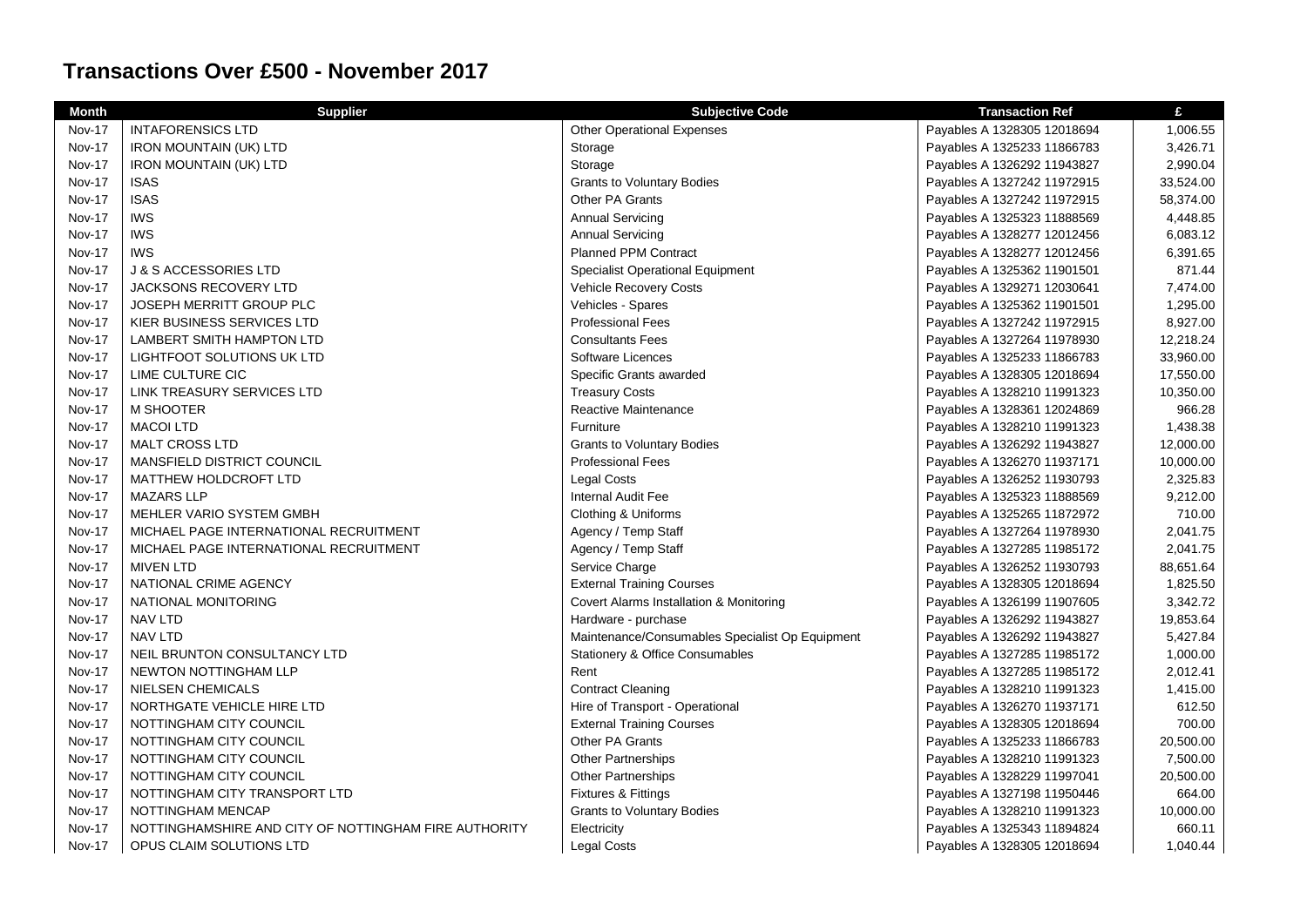# Transactions Over £500 - November 2017

| Month | Supplier | Subjective Code | Transaction Ref | £ |
|---|---|---|---|---|
| Nov-17 | INTAFORENSICS LTD | Other Operational Expenses | Payables A 1328305 12018694 | 1,006.55 |
| Nov-17 | IRON MOUNTAIN (UK) LTD | Storage | Payables A 1325233 11866783 | 3,426.71 |
| Nov-17 | IRON MOUNTAIN (UK) LTD | Storage | Payables A 1326292 11943827 | 2,990.04 |
| Nov-17 | ISAS | Grants to Voluntary Bodies | Payables A 1327242 11972915 | 33,524.00 |
| Nov-17 | ISAS | Other PA Grants | Payables A 1327242 11972915 | 58,374.00 |
| Nov-17 | IWS | Annual Servicing | Payables A 1325323 11888569 | 4,448.85 |
| Nov-17 | IWS | Annual Servicing | Payables A 1328277 12012456 | 6,083.12 |
| Nov-17 | IWS | Planned PPM Contract | Payables A 1328277 12012456 | 6,391.65 |
| Nov-17 | J & S ACCESSORIES LTD | Specialist Operational Equipment | Payables A 1325362 11901501 | 871.44 |
| Nov-17 | JACKSONS RECOVERY LTD | Vehicle Recovery Costs | Payables A 1329271 12030641 | 7,474.00 |
| Nov-17 | JOSEPH MERRITT GROUP PLC | Vehicles - Spares | Payables A 1325362 11901501 | 1,295.00 |
| Nov-17 | KIER BUSINESS SERVICES LTD | Professional Fees | Payables A 1327242 11972915 | 8,927.00 |
| Nov-17 | LAMBERT SMITH HAMPTON LTD | Consultants Fees | Payables A 1327264 11978930 | 12,218.24 |
| Nov-17 | LIGHTFOOT SOLUTIONS UK LTD | Software Licences | Payables A 1325233 11866783 | 33,960.00 |
| Nov-17 | LIME CULTURE CIC | Specific Grants awarded | Payables A 1328305 12018694 | 17,550.00 |
| Nov-17 | LINK TREASURY SERVICES LTD | Treasury Costs | Payables A 1328210 11991323 | 10,350.00 |
| Nov-17 | M SHOOTER | Reactive Maintenance | Payables A 1328361 12024869 | 966.28 |
| Nov-17 | MACOI LTD | Furniture | Payables A 1328210 11991323 | 1,438.38 |
| Nov-17 | MALT CROSS LTD | Grants to Voluntary Bodies | Payables A 1326292 11943827 | 12,000.00 |
| Nov-17 | MANSFIELD DISTRICT COUNCIL | Professional Fees | Payables A 1326270 11937171 | 10,000.00 |
| Nov-17 | MATTHEW HOLDCROFT LTD | Legal Costs | Payables A 1326252 11930793 | 2,325.83 |
| Nov-17 | MAZARS LLP | Internal Audit Fee | Payables A 1325323 11888569 | 9,212.00 |
| Nov-17 | MEHLER VARIO SYSTEM GMBH | Clothing & Uniforms | Payables A 1325265 11872972 | 710.00 |
| Nov-17 | MICHAEL PAGE INTERNATIONAL RECRUITMENT | Agency / Temp Staff | Payables A 1327264 11978930 | 2,041.75 |
| Nov-17 | MICHAEL PAGE INTERNATIONAL RECRUITMENT | Agency / Temp Staff | Payables A 1327285 11985172 | 2,041.75 |
| Nov-17 | MIVEN LTD | Service Charge | Payables A 1326252 11930793 | 88,651.64 |
| Nov-17 | NATIONAL CRIME AGENCY | External Training Courses | Payables A 1328305 12018694 | 1,825.50 |
| Nov-17 | NATIONAL MONITORING | Covert Alarms Installation & Monitoring | Payables A 1326199 11907605 | 3,342.72 |
| Nov-17 | NAV LTD | Hardware - purchase | Payables A 1326292 11943827 | 19,853.64 |
| Nov-17 | NAV LTD | Maintenance/Consumables Specialist Op Equipment | Payables A 1326292 11943827 | 5,427.84 |
| Nov-17 | NEIL BRUNTON CONSULTANCY LTD | Stationery & Office Consumables | Payables A 1327285 11985172 | 1,000.00 |
| Nov-17 | NEWTON NOTTINGHAM LLP | Rent | Payables A 1327285 11985172 | 2,012.41 |
| Nov-17 | NIELSEN CHEMICALS | Contract Cleaning | Payables A 1328210 11991323 | 1,415.00 |
| Nov-17 | NORTHGATE VEHICLE HIRE LTD | Hire of Transport - Operational | Payables A 1326270 11937171 | 612.50 |
| Nov-17 | NOTTINGHAM CITY COUNCIL | External Training Courses | Payables A 1328305 12018694 | 700.00 |
| Nov-17 | NOTTINGHAM CITY COUNCIL | Other PA Grants | Payables A 1325233 11866783 | 20,500.00 |
| Nov-17 | NOTTINGHAM CITY COUNCIL | Other Partnerships | Payables A 1328210 11991323 | 7,500.00 |
| Nov-17 | NOTTINGHAM CITY COUNCIL | Other Partnerships | Payables A 1328229 11997041 | 20,500.00 |
| Nov-17 | NOTTINGHAM CITY TRANSPORT LTD | Fixtures & Fittings | Payables A 1327198 11950446 | 664.00 |
| Nov-17 | NOTTINGHAM MENCAP | Grants to Voluntary Bodies | Payables A 1328210 11991323 | 10,000.00 |
| Nov-17 | NOTTINGHAMSHIRE AND CITY OF NOTTINGHAM FIRE AUTHORITY | Electricity | Payables A 1325343 11894824 | 660.11 |
| Nov-17 | OPUS CLAIM SOLUTIONS LTD | Legal Costs | Payables A 1328305 12018694 | 1,040.44 |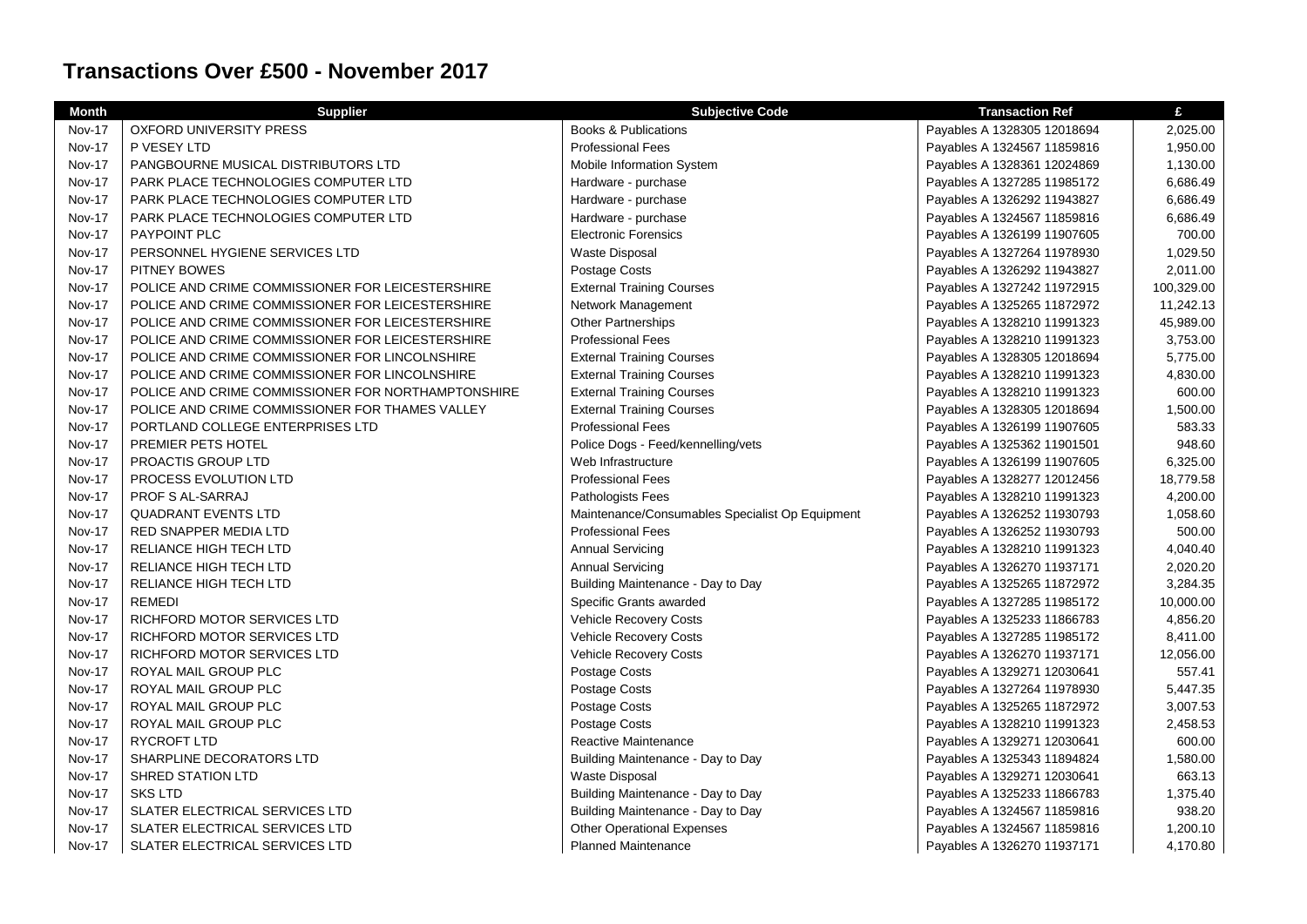# Transactions Over £500 - November 2017

| Month | Supplier | Subjective Code | Transaction Ref | £ |
| --- | --- | --- | --- | --- |
| Nov-17 | OXFORD UNIVERSITY PRESS | Books & Publications | Payables A 1328305 12018694 | 2,025.00 |
| Nov-17 | P VESEY LTD | Professional Fees | Payables A 1324567 11859816 | 1,950.00 |
| Nov-17 | PANGBOURNE MUSICAL DISTRIBUTORS LTD | Mobile Information System | Payables A 1328361 12024869 | 1,130.00 |
| Nov-17 | PARK PLACE TECHNOLOGIES COMPUTER LTD | Hardware - purchase | Payables A 1327285 11985172 | 6,686.49 |
| Nov-17 | PARK PLACE TECHNOLOGIES COMPUTER LTD | Hardware - purchase | Payables A 1326292 11943827 | 6,686.49 |
| Nov-17 | PARK PLACE TECHNOLOGIES COMPUTER LTD | Hardware - purchase | Payables A 1324567 11859816 | 6,686.49 |
| Nov-17 | PAYPOINT PLC | Electronic Forensics | Payables A 1326199 11907605 | 700.00 |
| Nov-17 | PERSONNEL HYGIENE SERVICES LTD | Waste Disposal | Payables A 1327264 11978930 | 1,029.50 |
| Nov-17 | PITNEY BOWES | Postage Costs | Payables A 1326292 11943827 | 2,011.00 |
| Nov-17 | POLICE AND CRIME COMMISSIONER FOR LEICESTERSHIRE | External Training Courses | Payables A 1327242 11972915 | 100,329.00 |
| Nov-17 | POLICE AND CRIME COMMISSIONER FOR LEICESTERSHIRE | Network Management | Payables A 1325265 11872972 | 11,242.13 |
| Nov-17 | POLICE AND CRIME COMMISSIONER FOR LEICESTERSHIRE | Other Partnerships | Payables A 1328210 11991323 | 45,989.00 |
| Nov-17 | POLICE AND CRIME COMMISSIONER FOR LEICESTERSHIRE | Professional Fees | Payables A 1328210 11991323 | 3,753.00 |
| Nov-17 | POLICE AND CRIME COMMISSIONER FOR LINCOLNSHIRE | External Training Courses | Payables A 1328305 12018694 | 5,775.00 |
| Nov-17 | POLICE AND CRIME COMMISSIONER FOR LINCOLNSHIRE | External Training Courses | Payables A 1328210 11991323 | 4,830.00 |
| Nov-17 | POLICE AND CRIME COMMISSIONER FOR NORTHAMPTONSHIRE | External Training Courses | Payables A 1328210 11991323 | 600.00 |
| Nov-17 | POLICE AND CRIME COMMISSIONER FOR THAMES VALLEY | External Training Courses | Payables A 1328305 12018694 | 1,500.00 |
| Nov-17 | PORTLAND COLLEGE ENTERPRISES LTD | Professional Fees | Payables A 1326199 11907605 | 583.33 |
| Nov-17 | PREMIER PETS HOTEL | Police Dogs - Feed/kennelling/vets | Payables A 1325362 11901501 | 948.60 |
| Nov-17 | PROACTIS GROUP LTD | Web Infrastructure | Payables A 1326199 11907605 | 6,325.00 |
| Nov-17 | PROCESS EVOLUTION LTD | Professional Fees | Payables A 1328277 12012456 | 18,779.58 |
| Nov-17 | PROF S AL-SARRAJ | Pathologists Fees | Payables A 1328210 11991323 | 4,200.00 |
| Nov-17 | QUADRANT EVENTS LTD | Maintenance/Consumables Specialist Op Equipment | Payables A 1326252 11930793 | 1,058.60 |
| Nov-17 | RED SNAPPER MEDIA LTD | Professional Fees | Payables A 1326252 11930793 | 500.00 |
| Nov-17 | RELIANCE HIGH TECH LTD | Annual Servicing | Payables A 1328210 11991323 | 4,040.40 |
| Nov-17 | RELIANCE HIGH TECH LTD | Annual Servicing | Payables A 1326270 11937171 | 2,020.20 |
| Nov-17 | RELIANCE HIGH TECH LTD | Building Maintenance - Day to Day | Payables A 1325265 11872972 | 3,284.35 |
| Nov-17 | REMEDI | Specific Grants awarded | Payables A 1327285 11985172 | 10,000.00 |
| Nov-17 | RICHFORD MOTOR SERVICES LTD | Vehicle Recovery Costs | Payables A 1325233 11866783 | 4,856.20 |
| Nov-17 | RICHFORD MOTOR SERVICES LTD | Vehicle Recovery Costs | Payables A 1327285 11985172 | 8,411.00 |
| Nov-17 | RICHFORD MOTOR SERVICES LTD | Vehicle Recovery Costs | Payables A 1326270 11937171 | 12,056.00 |
| Nov-17 | ROYAL MAIL GROUP PLC | Postage Costs | Payables A 1329271 12030641 | 557.41 |
| Nov-17 | ROYAL MAIL GROUP PLC | Postage Costs | Payables A 1327264 11978930 | 5,447.35 |
| Nov-17 | ROYAL MAIL GROUP PLC | Postage Costs | Payables A 1325265 11872972 | 3,007.53 |
| Nov-17 | ROYAL MAIL GROUP PLC | Postage Costs | Payables A 1328210 11991323 | 2,458.53 |
| Nov-17 | RYCROFT LTD | Reactive Maintenance | Payables A 1329271 12030641 | 600.00 |
| Nov-17 | SHARPLINE DECORATORS LTD | Building Maintenance - Day to Day | Payables A 1325343 11894824 | 1,580.00 |
| Nov-17 | SHRED STATION LTD | Waste Disposal | Payables A 1329271 12030641 | 663.13 |
| Nov-17 | SKS LTD | Building Maintenance - Day to Day | Payables A 1325233 11866783 | 1,375.40 |
| Nov-17 | SLATER ELECTRICAL SERVICES LTD | Building Maintenance - Day to Day | Payables A 1324567 11859816 | 938.20 |
| Nov-17 | SLATER ELECTRICAL SERVICES LTD | Other Operational Expenses | Payables A 1324567 11859816 | 1,200.10 |
| Nov-17 | SLATER ELECTRICAL SERVICES LTD | Planned Maintenance | Payables A 1326270 11937171 | 4,170.80 |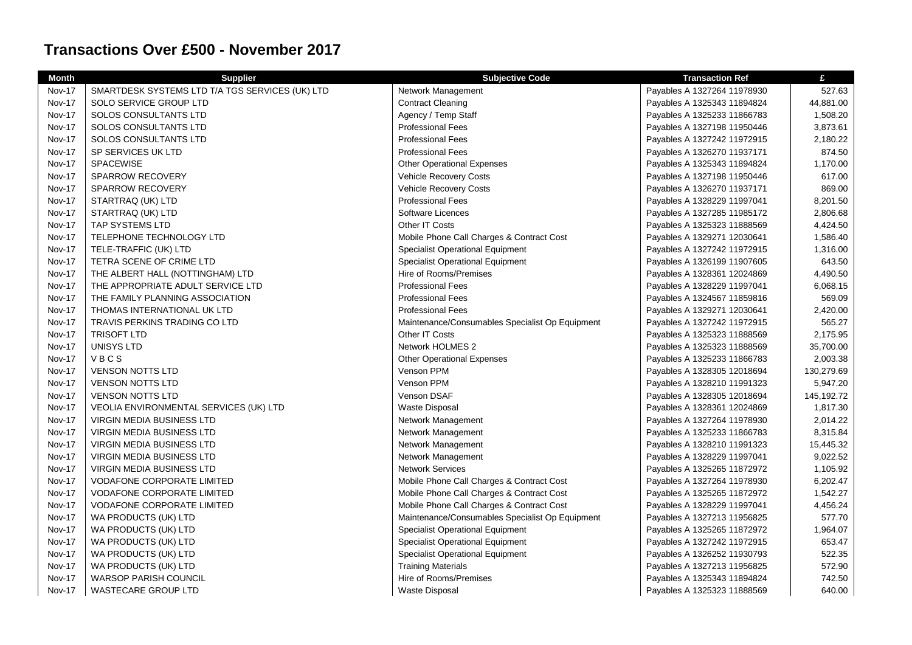## Transactions Over £500 - November 2017

| Month | Supplier | Subjective Code | Transaction Ref | £ |
|---|---|---|---|---|
| Nov-17 | SMARTDESK SYSTEMS LTD T/A TGS SERVICES (UK) LTD | Network Management | Payables A 1327264 11978930 | 527.63 |
| Nov-17 | SOLO SERVICE GROUP LTD | Contract Cleaning | Payables A 1325343 11894824 | 44,881.00 |
| Nov-17 | SOLOS CONSULTANTS LTD | Agency / Temp Staff | Payables A 1325233 11866783 | 1,508.20 |
| Nov-17 | SOLOS CONSULTANTS LTD | Professional Fees | Payables A 1327198 11950446 | 3,873.61 |
| Nov-17 | SOLOS CONSULTANTS LTD | Professional Fees | Payables A 1327242 11972915 | 2,180.22 |
| Nov-17 | SP SERVICES UK LTD | Professional Fees | Payables A 1326270 11937171 | 874.50 |
| Nov-17 | SPACEWISE | Other Operational Expenses | Payables A 1325343 11894824 | 1,170.00 |
| Nov-17 | SPARROW RECOVERY | Vehicle Recovery Costs | Payables A 1327198 11950446 | 617.00 |
| Nov-17 | SPARROW RECOVERY | Vehicle Recovery Costs | Payables A 1326270 11937171 | 869.00 |
| Nov-17 | STARTRAQ (UK) LTD | Professional Fees | Payables A 1328229 11997041 | 8,201.50 |
| Nov-17 | STARTRAQ (UK) LTD | Software Licences | Payables A 1327285 11985172 | 2,806.68 |
| Nov-17 | TAP SYSTEMS LTD | Other IT Costs | Payables A 1325323 11888569 | 4,424.50 |
| Nov-17 | TELEPHONE TECHNOLOGY LTD | Mobile Phone Call Charges & Contract Cost | Payables A 1329271 12030641 | 1,586.40 |
| Nov-17 | TELE-TRAFFIC (UK) LTD | Specialist Operational Equipment | Payables A 1327242 11972915 | 1,316.00 |
| Nov-17 | TETRA SCENE OF CRIME LTD | Specialist Operational Equipment | Payables A 1326199 11907605 | 643.50 |
| Nov-17 | THE ALBERT HALL (NOTTINGHAM) LTD | Hire of Rooms/Premises | Payables A 1328361 12024869 | 4,490.50 |
| Nov-17 | THE APPROPRIATE ADULT SERVICE LTD | Professional Fees | Payables A 1328229 11997041 | 6,068.15 |
| Nov-17 | THE FAMILY PLANNING ASSOCIATION | Professional Fees | Payables A 1324567 11859816 | 569.09 |
| Nov-17 | THOMAS INTERNATIONAL UK LTD | Professional Fees | Payables A 1329271 12030641 | 2,420.00 |
| Nov-17 | TRAVIS PERKINS TRADING CO LTD | Maintenance/Consumables Specialist Op Equipment | Payables A 1327242 11972915 | 565.27 |
| Nov-17 | TRISOFT LTD | Other IT Costs | Payables A 1325323 11888569 | 2,175.95 |
| Nov-17 | UNISYS LTD | Network HOLMES 2 | Payables A 1325323 11888569 | 35,700.00 |
| Nov-17 | V B C S | Other Operational Expenses | Payables A 1325233 11866783 | 2,003.38 |
| Nov-17 | VENSON NOTTS LTD | Venson PPM | Payables A 1328305 12018694 | 130,279.69 |
| Nov-17 | VENSON NOTTS LTD | Venson PPM | Payables A 1328210 11991323 | 5,947.20 |
| Nov-17 | VENSON NOTTS LTD | Venson DSAF | Payables A 1328305 12018694 | 145,192.72 |
| Nov-17 | VEOLIA ENVIRONMENTAL SERVICES (UK) LTD | Waste Disposal | Payables A 1328361 12024869 | 1,817.30 |
| Nov-17 | VIRGIN MEDIA BUSINESS LTD | Network Management | Payables A 1327264 11978930 | 2,014.22 |
| Nov-17 | VIRGIN MEDIA BUSINESS LTD | Network Management | Payables A 1325233 11866783 | 8,315.84 |
| Nov-17 | VIRGIN MEDIA BUSINESS LTD | Network Management | Payables A 1328210 11991323 | 15,445.32 |
| Nov-17 | VIRGIN MEDIA BUSINESS LTD | Network Management | Payables A 1328229 11997041 | 9,022.52 |
| Nov-17 | VIRGIN MEDIA BUSINESS LTD | Network Services | Payables A 1325265 11872972 | 1,105.92 |
| Nov-17 | VODAFONE CORPORATE LIMITED | Mobile Phone Call Charges & Contract Cost | Payables A 1327264 11978930 | 6,202.47 |
| Nov-17 | VODAFONE CORPORATE LIMITED | Mobile Phone Call Charges & Contract Cost | Payables A 1325265 11872972 | 1,542.27 |
| Nov-17 | VODAFONE CORPORATE LIMITED | Mobile Phone Call Charges & Contract Cost | Payables A 1328229 11997041 | 4,456.24 |
| Nov-17 | WA PRODUCTS (UK) LTD | Maintenance/Consumables Specialist Op Equipment | Payables A 1327213 11956825 | 577.70 |
| Nov-17 | WA PRODUCTS (UK) LTD | Specialist Operational Equipment | Payables A 1325265 11872972 | 1,964.07 |
| Nov-17 | WA PRODUCTS (UK) LTD | Specialist Operational Equipment | Payables A 1327242 11972915 | 653.47 |
| Nov-17 | WA PRODUCTS (UK) LTD | Specialist Operational Equipment | Payables A 1326252 11930793 | 522.35 |
| Nov-17 | WA PRODUCTS (UK) LTD | Training Materials | Payables A 1327213 11956825 | 572.90 |
| Nov-17 | WARSOP PARISH COUNCIL | Hire of Rooms/Premises | Payables A 1325343 11894824 | 742.50 |
| Nov-17 | WASTECARE GROUP LTD | Waste Disposal | Payables A 1325323 11888569 | 640.00 |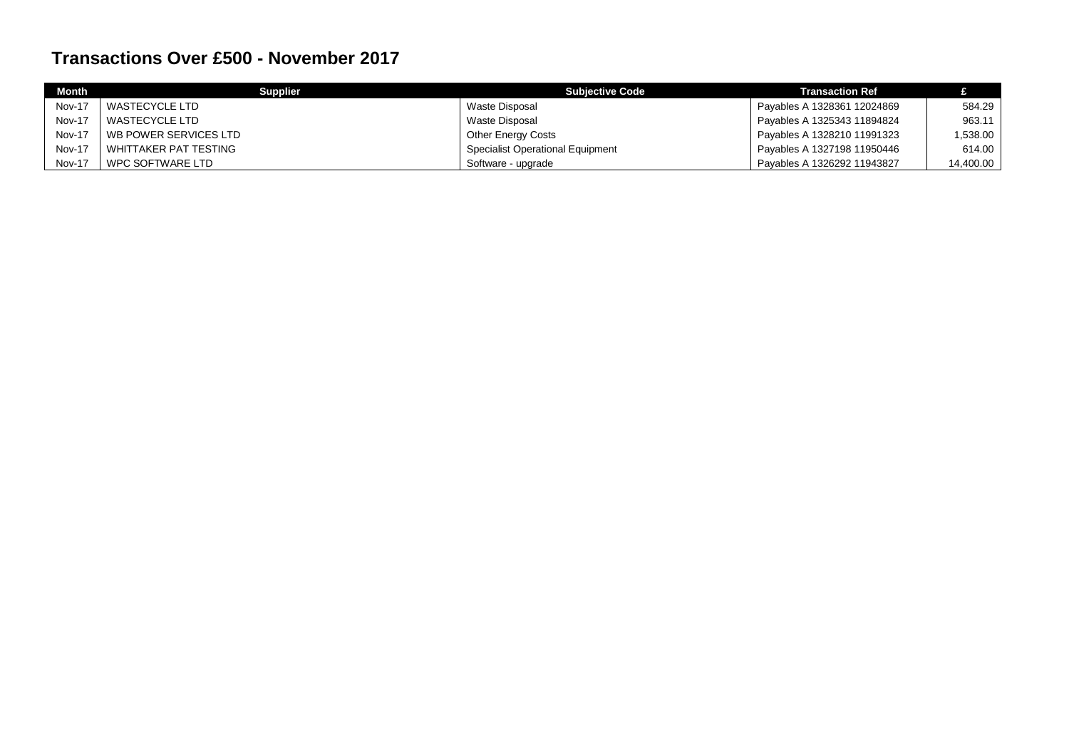## Transactions Over £500 - November 2017

| Month | Supplier | Subjective Code | Transaction Ref | £ |
|---|---|---|---|---|
| Nov-17 | WASTECYCLE LTD | Waste Disposal | Payables A 1328361 12024869 | 584.29 |
| Nov-17 | WASTECYCLE LTD | Waste Disposal | Payables A 1325343 11894824 | 963.11 |
| Nov-17 | WB POWER SERVICES LTD | Other Energy Costs | Payables A 1328210 11991323 | 1,538.00 |
| Nov-17 | WHITTAKER PAT TESTING | Specialist Operational Equipment | Payables A 1327198 11950446 | 614.00 |
| Nov-17 | WPC SOFTWARE LTD | Software - upgrade | Payables A 1326292 11943827 | 14,400.00 |